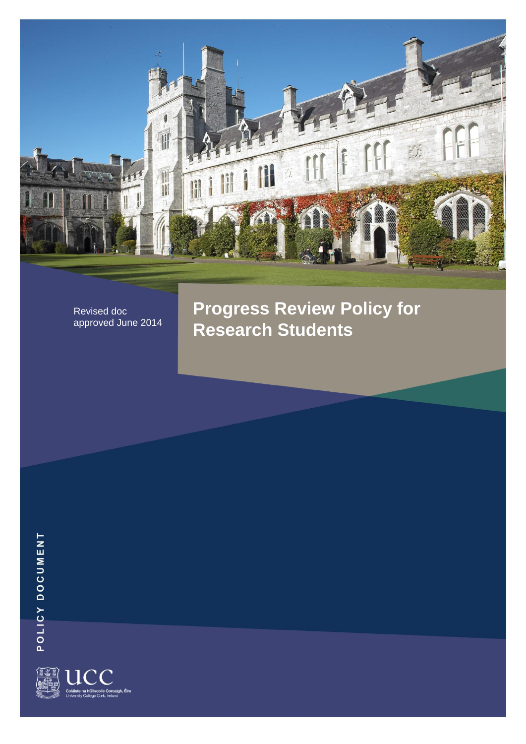Revised doc approved June 2014

# Progress Review Policy for Research Students

POLICY DOCUMENT

UCC

Coláiste na hOllscoile Corcaigh, Éire
University College Cork, Ireland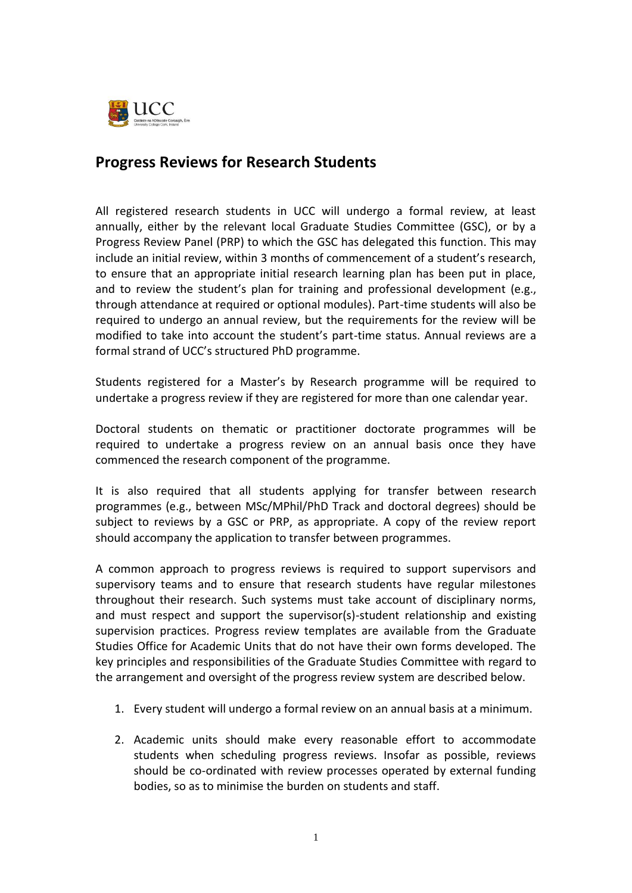## Progress Reviews for Research Students

All registered research students in UCC will undergo a formal review, at least annually, either by the relevant local Graduate Studies Committee (GSC), or by a Progress Review Panel (PRP) to which the GSC has delegated this function. This may include an initial review, within 3 months of commencement of a student's research, to ensure that an appropriate initial research learning plan has been put in place, and to review the student's plan for training and professional development (e.g., through attendance at required or optional modules). Part-time students will also be required to undergo an annual review, but the requirements for the review will be modified to take into account the student's part-time status. Annual reviews are a formal strand of UCC's structured PhD programme.

Students registered for a Master's by Research programme will be required to undertake a progress review if they are registered for more than one calendar year.

Doctoral students on thematic or practitioner doctorate programmes will be required to undertake a progress review on an annual basis once they have commenced the research component of the programme.

It is also required that all students applying for transfer between research programmes (e.g., between MSc/MPhil/PhD Track and doctoral degrees) should be subject to reviews by a GSC or PRP, as appropriate. A copy of the review report should accompany the application to transfer between programmes.

A common approach to progress reviews is required to support supervisors and supervisory teams and to ensure that research students have regular milestones throughout their research. Such systems must take account of disciplinary norms, and must respect and support the supervisor(s)-student relationship and existing supervision practices. Progress review templates are available from the Graduate Studies Office for Academic Units that do not have their own forms developed. The key principles and responsibilities of the Graduate Studies Committee with regard to the arrangement and oversight of the progress review system are described below.

1. Every student will undergo a formal review on an annual basis at a minimum.
2. Academic units should make every reasonable effort to accommodate students when scheduling progress reviews. Insofar as possible, reviews should be co-ordinated with review processes operated by external funding bodies, so as to minimise the burden on students and staff.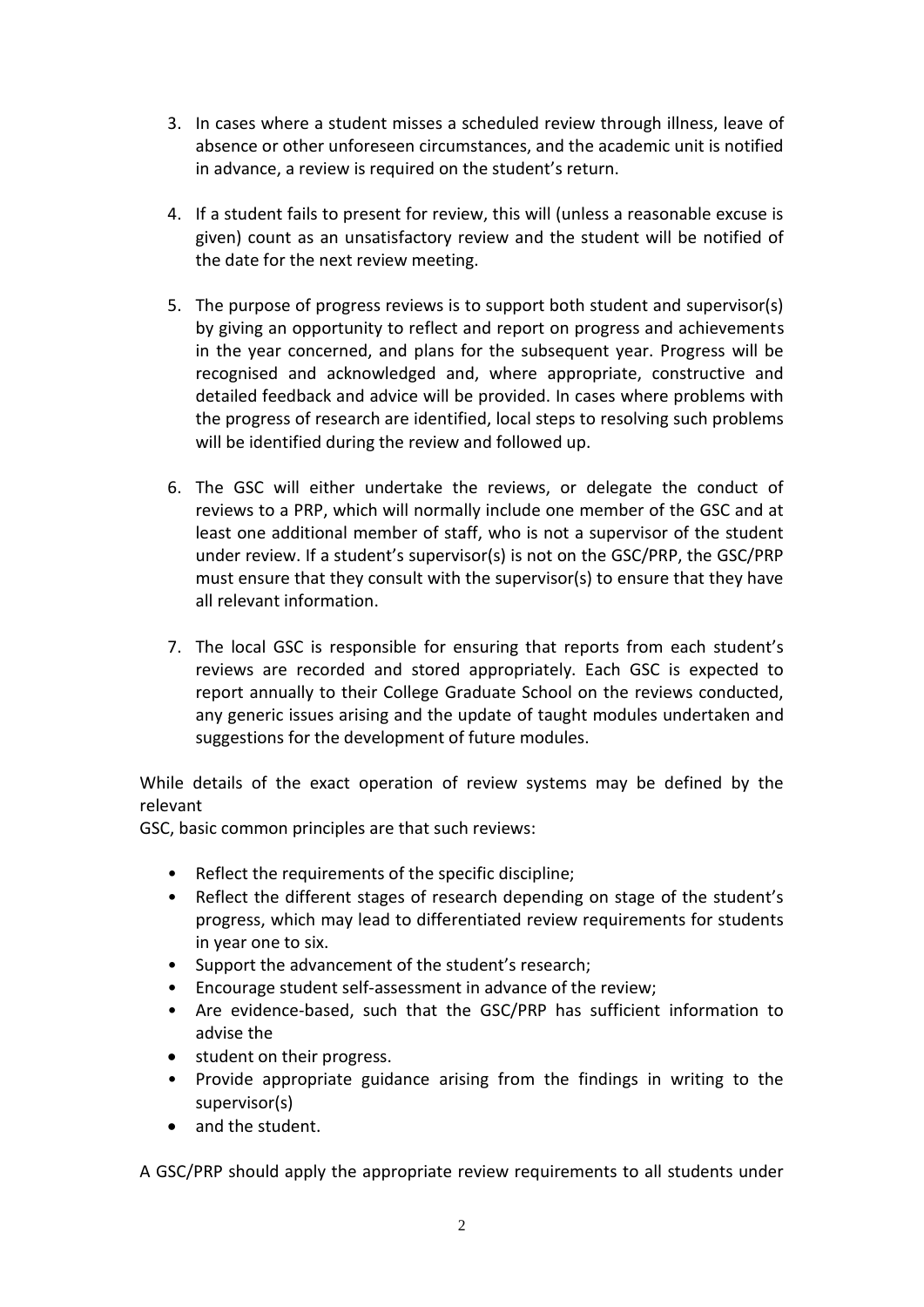3. In cases where a student misses a scheduled review through illness, leave of absence or other unforeseen circumstances, and the academic unit is notified in advance, a review is required on the student's return.

4. If a student fails to present for review, this will (unless a reasonable excuse is given) count as an unsatisfactory review and the student will be notified of the date for the next review meeting.

5. The purpose of progress reviews is to support both student and supervisor(s) by giving an opportunity to reflect and report on progress and achievements in the year concerned, and plans for the subsequent year. Progress will be recognised and acknowledged and, where appropriate, constructive and detailed feedback and advice will be provided. In cases where problems with the progress of research are identified, local steps to resolving such problems will be identified during the review and followed up.

6. The GSC will either undertake the reviews, or delegate the conduct of reviews to a PRP, which will normally include one member of the GSC and at least one additional member of staff, who is not a supervisor of the student under review. If a student's supervisor(s) is not on the GSC/PRP, the GSC/PRP must ensure that they consult with the supervisor(s) to ensure that they have all relevant information.

7. The local GSC is responsible for ensuring that reports from each student's reviews are recorded and stored appropriately. Each GSC is expected to report annually to their College Graduate School on the reviews conducted, any generic issues arising and the update of taught modules undertaken and suggestions for the development of future modules.

While details of the exact operation of review systems may be defined by the relevant
GSC, basic common principles are that such reviews:

- Reflect the requirements of the specific discipline;
- Reflect the different stages of research depending on stage of the student's progress, which may lead to differentiated review requirements for students in year one to six.
- Support the advancement of the student's research;
- Encourage student self-assessment in advance of the review;
- Are evidence-based, such that the GSC/PRP has sufficient information to advise the
- student on their progress.
- Provide appropriate guidance arising from the findings in writing to the supervisor(s)
- and the student.

A GSC/PRP should apply the appropriate review requirements to all students under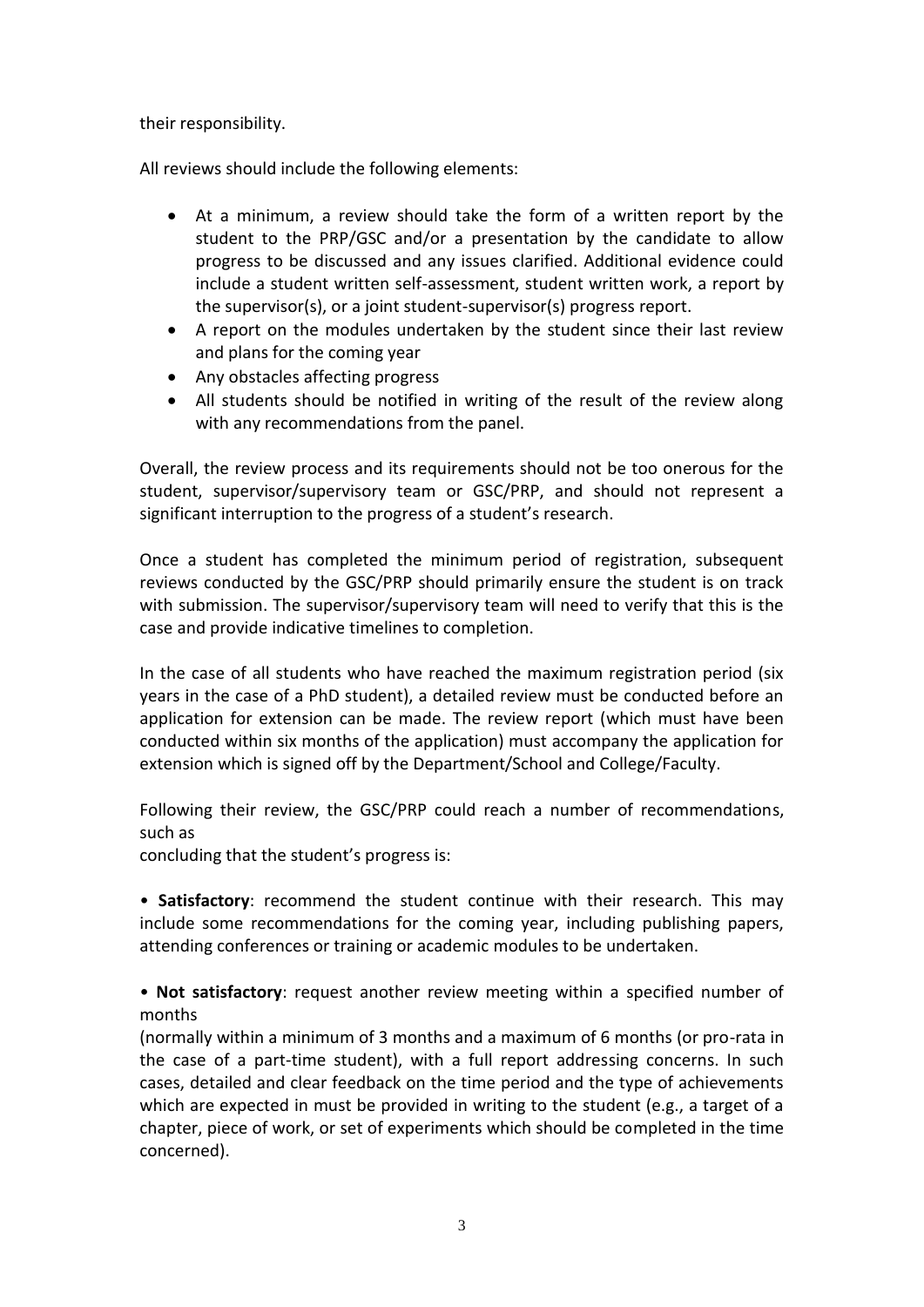their responsibility.

All reviews should include the following elements:

- At a minimum, a review should take the form of a written report by the student to the PRP/GSC and/or a presentation by the candidate to allow progress to be discussed and any issues clarified. Additional evidence could include a student written self-assessment, student written work, a report by the supervisor(s), or a joint student-supervisor(s) progress report.
- A report on the modules undertaken by the student since their last review and plans for the coming year
- Any obstacles affecting progress
- All students should be notified in writing of the result of the review along with any recommendations from the panel.

Overall, the review process and its requirements should not be too onerous for the student, supervisor/supervisory team or GSC/PRP, and should not represent a significant interruption to the progress of a student's research.

Once a student has completed the minimum period of registration, subsequent reviews conducted by the GSC/PRP should primarily ensure the student is on track with submission. The supervisor/supervisory team will need to verify that this is the case and provide indicative timelines to completion.

In the case of all students who have reached the maximum registration period (six years in the case of a PhD student), a detailed review must be conducted before an application for extension can be made. The review report (which must have been conducted within six months of the application) must accompany the application for extension which is signed off by the Department/School and College/Faculty.

Following their review, the GSC/PRP could reach a number of recommendations, such as
concluding that the student's progress is:

• **Satisfactory**: recommend the student continue with their research. This may include some recommendations for the coming year, including publishing papers, attending conferences or training or academic modules to be undertaken.

• **Not satisfactory**: request another review meeting within a specified number of months
(normally within a minimum of 3 months and a maximum of 6 months (or pro-rata in the case of a part-time student), with a full report addressing concerns. In such cases, detailed and clear feedback on the time period and the type of achievements which are expected in must be provided in writing to the student (e.g., a target of a chapter, piece of work, or set of experiments which should be completed in the time concerned).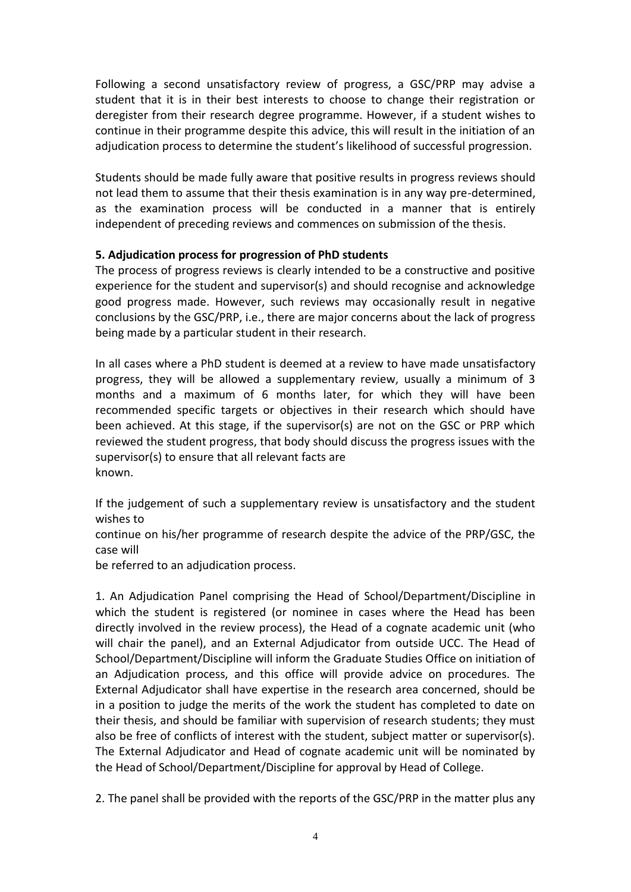Following a second unsatisfactory review of progress, a GSC/PRP may advise a student that it is in their best interests to choose to change their registration or deregister from their research degree programme. However, if a student wishes to continue in their programme despite this advice, this will result in the initiation of an adjudication process to determine the student's likelihood of successful progression.

Students should be made fully aware that positive results in progress reviews should not lead them to assume that their thesis examination is in any way pre-determined, as the examination process will be conducted in a manner that is entirely independent of preceding reviews and commences on submission of the thesis.

**5. Adjudication process for progression of PhD students**

The process of progress reviews is clearly intended to be a constructive and positive experience for the student and supervisor(s) and should recognise and acknowledge good progress made. However, such reviews may occasionally result in negative conclusions by the GSC/PRP, i.e., there are major concerns about the lack of progress being made by a particular student in their research.

In all cases where a PhD student is deemed at a review to have made unsatisfactory progress, they will be allowed a supplementary review, usually a minimum of 3 months and a maximum of 6 months later, for which they will have been recommended specific targets or objectives in their research which should have been achieved. At this stage, if the supervisor(s) are not on the GSC or PRP which reviewed the student progress, that body should discuss the progress issues with the supervisor(s) to ensure that all relevant facts are known.

If the judgement of such a supplementary review is unsatisfactory and the student wishes to continue on his/her programme of research despite the advice of the PRP/GSC, the case will be referred to an adjudication process.

1. An Adjudication Panel comprising the Head of School/Department/Discipline in which the student is registered (or nominee in cases where the Head has been directly involved in the review process), the Head of a cognate academic unit (who will chair the panel), and an External Adjudicator from outside UCC. The Head of School/Department/Discipline will inform the Graduate Studies Office on initiation of an Adjudication process, and this office will provide advice on procedures. The External Adjudicator shall have expertise in the research area concerned, should be in a position to judge the merits of the work the student has completed to date on their thesis, and should be familiar with supervision of research students; they must also be free of conflicts of interest with the student, subject matter or supervisor(s). The External Adjudicator and Head of cognate academic unit will be nominated by the Head of School/Department/Discipline for approval by Head of College.

2. The panel shall be provided with the reports of the GSC/PRP in the matter plus any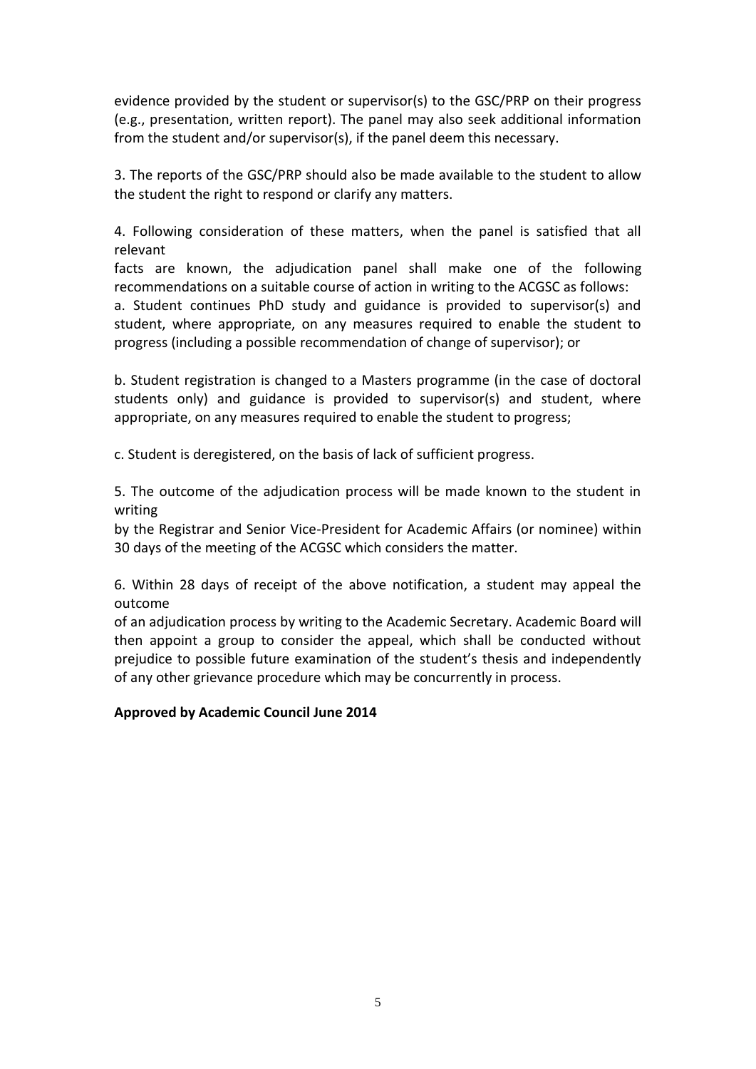evidence provided by the student or supervisor(s) to the GSC/PRP on their progress (e.g., presentation, written report). The panel may also seek additional information from the student and/or supervisor(s), if the panel deem this necessary.

3. The reports of the GSC/PRP should also be made available to the student to allow the student the right to respond or clarify any matters.

4. Following consideration of these matters, when the panel is satisfied that all relevant facts are known, the adjudication panel shall make one of the following recommendations on a suitable course of action in writing to the ACGSC as follows:

a. Student continues PhD study and guidance is provided to supervisor(s) and student, where appropriate, on any measures required to enable the student to progress (including a possible recommendation of change of supervisor); or

b. Student registration is changed to a Masters programme (in the case of doctoral students only) and guidance is provided to supervisor(s) and student, where appropriate, on any measures required to enable the student to progress;

c. Student is deregistered, on the basis of lack of sufficient progress.

5. The outcome of the adjudication process will be made known to the student in writing by the Registrar and Senior Vice-President for Academic Affairs (or nominee) within 30 days of the meeting of the ACGSC which considers the matter.

6. Within 28 days of receipt of the above notification, a student may appeal the outcome of an adjudication process by writing to the Academic Secretary. Academic Board will then appoint a group to consider the appeal, which shall be conducted without prejudice to possible future examination of the student's thesis and independently of any other grievance procedure which may be concurrently in process.

**Approved by Academic Council June 2014**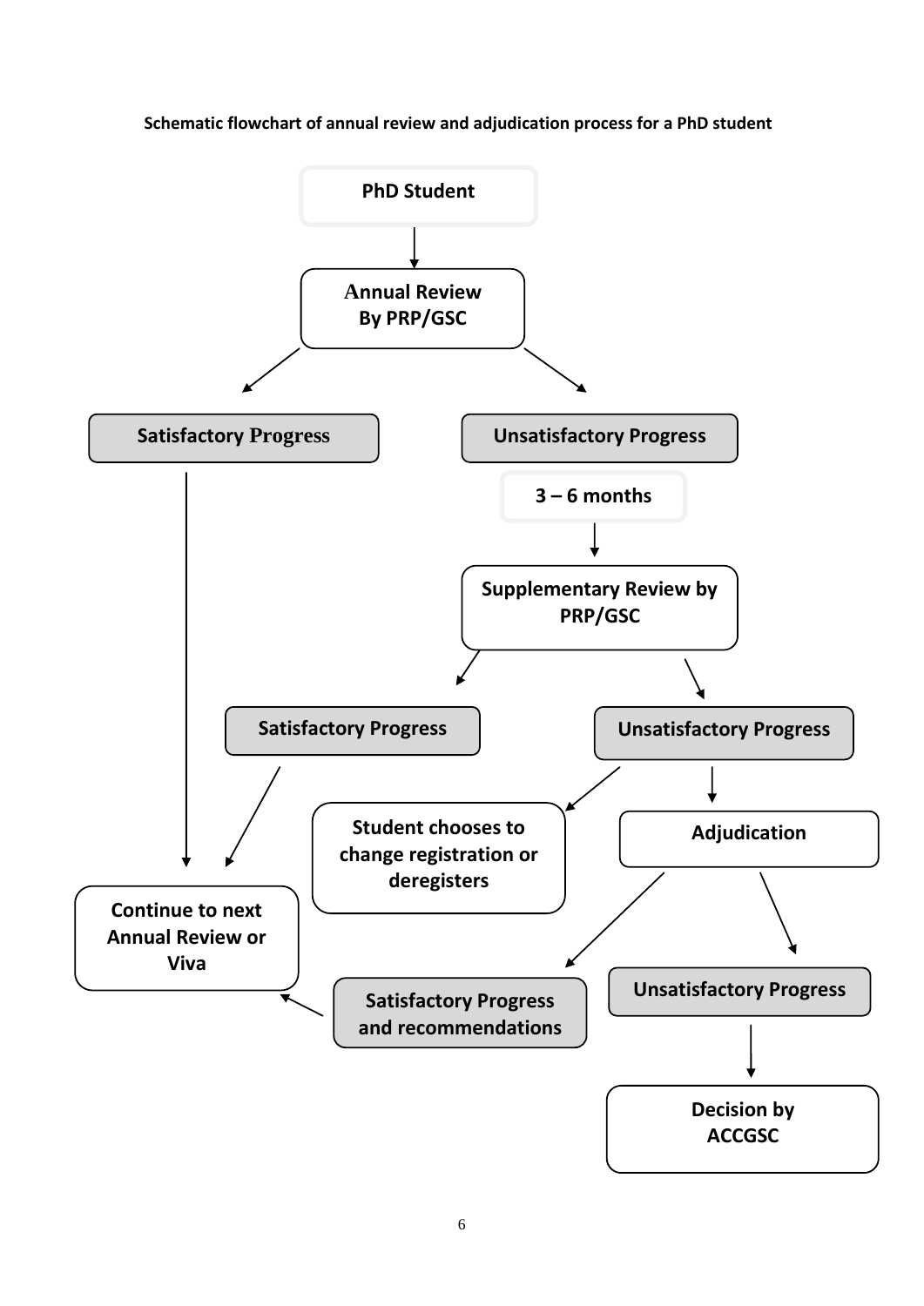**Schematic flowchart of annual review and adjudication process for a PhD student**

PhD Student

Annual Review
By PRP/GSC

Satisfactory Progress

Unsatisfactory Progress

3 – 6 months

Supplementary Review by PRP/GSC

Satisfactory Progress

Unsatisfactory Progress

Student chooses to change registration or deregisters

Adjudication

Continue to next Annual Review or Viva

Satisfactory Progress and recommendations

Unsatisfactory Progress

Decision by ACCGSC